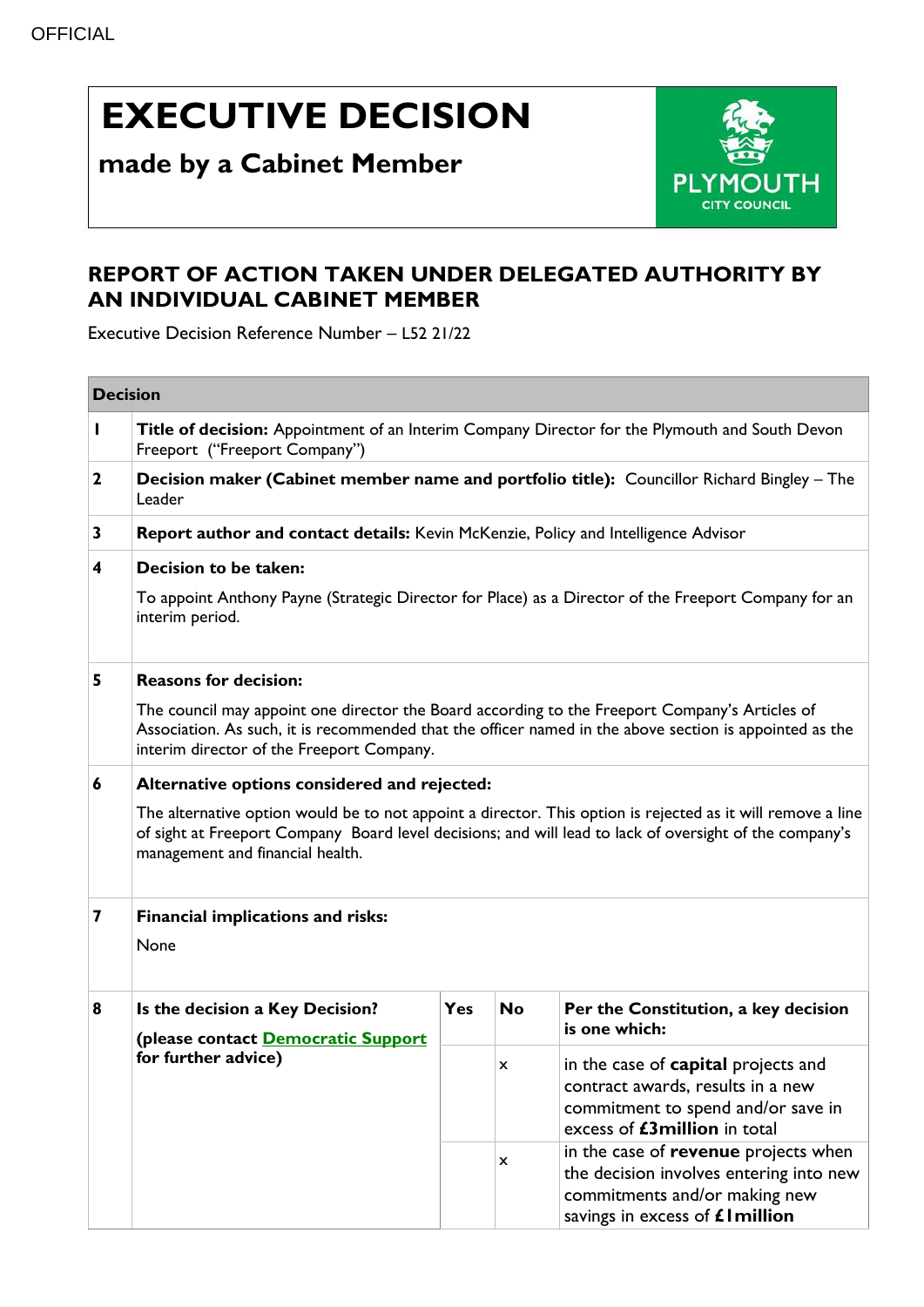OFFICIAL

# EXECUTIVE DECISION

## made by a Cabinet Member

PLYMOUTH CITY COUNCIL

## REPORT OF ACTION TAKEN UNDER DELEGATED AUTHORITY BY AN INDIVIDUAL CABINET MEMBER

Executive Decision Reference Number – L52 21/22

| Decision | | | | |
|---|---|---|---|---|
| 1 | **Title of decision:** Appointment of an Interim Company Director for the Plymouth and South Devon Freeport ("Freeport Company") | | | |
| 2 | **Decision maker (Cabinet member name and portfolio title):** Councillor Richard Bingley – The Leader | | | |
| 3 | **Report author and contact details:** Kevin McKenzie, Policy and Intelligence Advisor | | | |
| 4 | **Decision to be taken:**<br><br>To appoint Anthony Payne (Strategic Director for Place) as a Director of the Freeport Company for an interim period. | | | |
| 5 | **Reasons for decision:**<br><br>The council may appoint one director the Board according to the Freeport Company's Articles of Association. As such, it is recommended that the officer named in the above section is appointed as the interim director of the Freeport Company. | | | |
| 6 | **Alternative options considered and rejected:**<br><br>The alternative option would be to not appoint a director. This option is rejected as it will remove a line of sight at Freeport Company Board level decisions; and will lead to lack of oversight of the company's management and financial health. | | | |
| 7 | **Financial implications and risks:**<br><br>None | | | |
| 8 | **Is the decision a Key Decision?**<br><br>**(please contact Democratic Support for further advice)** | **Yes** | **No** | **Per the Constitution, a key decision is one which:** |
| | | | x | in the case of **capital** projects and contract awards, results in a new commitment to spend and/or save in excess of **£3million** in total |
| | | | x | in the case of **revenue** projects when the decision involves entering into new commitments and/or making new savings in excess of **£1million** |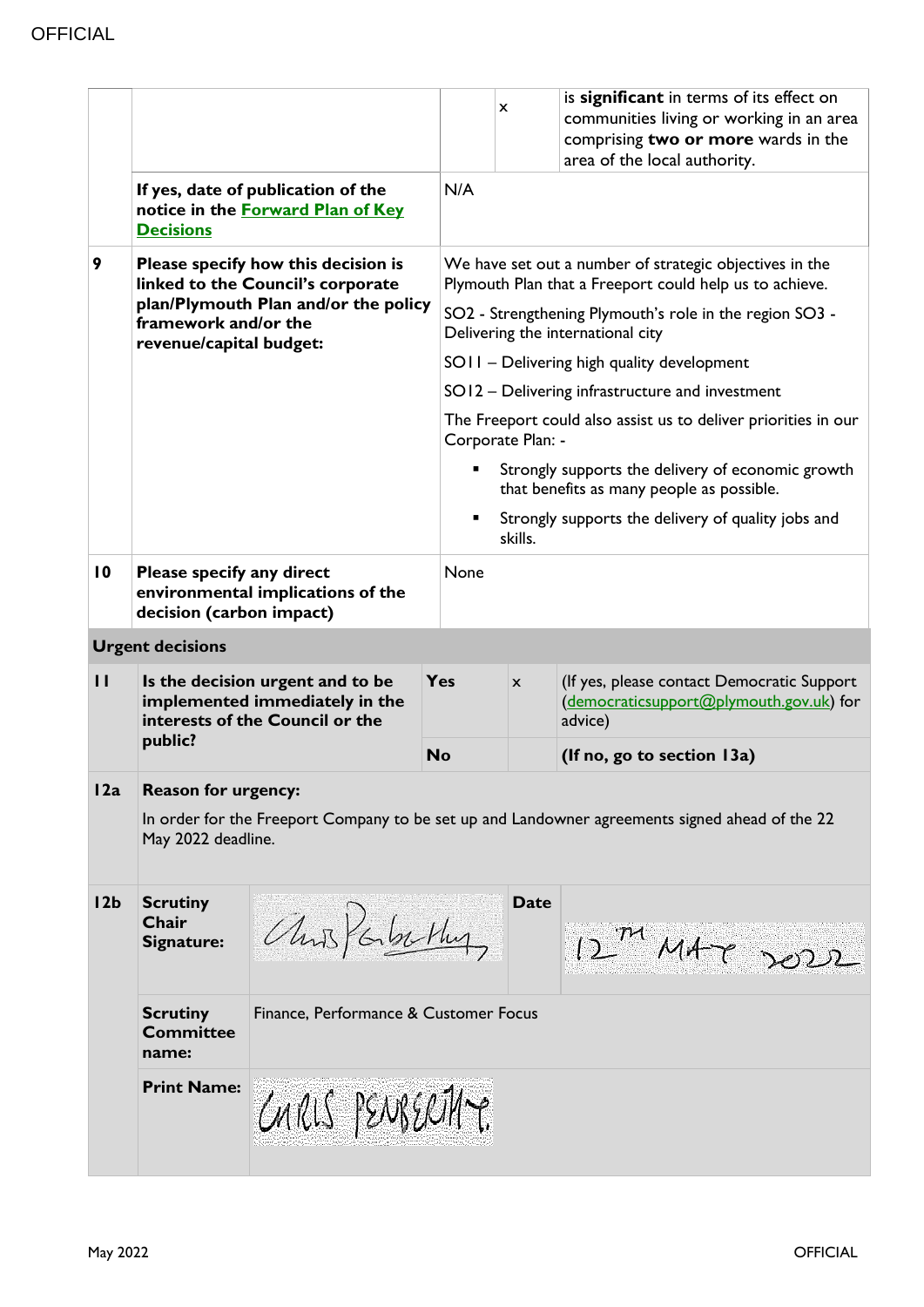| | | | | |
|---|---|---|---|---|
| | | | x | is **significant** in terms of its effect on communities living or working in an area comprising **two or more** wards in the area of the local authority. |
| | **If yes, date of publication of the notice in the Forward Plan of Key Decisions** | N/A | | |
| **9** | **Please specify how this decision is linked to the Council's corporate plan/Plymouth Plan and/or the policy framework and/or the revenue/capital budget:** | We have set out a number of strategic objectives in the Plymouth Plan that a Freeport could help us to achieve.<br><br>SO2 - Strengthening Plymouth's role in the region SO3 - Delivering the international city<br><br>SO11 – Delivering high quality development<br><br>SO12 – Delivering infrastructure and investment<br><br>The Freeport could also assist us to deliver priorities in our Corporate Plan: -<br><br>▪ Strongly supports the delivery of economic growth that benefits as many people as possible.<br><br>▪ Strongly supports the delivery of quality jobs and skills. | | |
| **10** | **Please specify any direct environmental implications of the decision (carbon impact)** | None | | |

**Urgent decisions**

| | | | | |
|---|---|---|---|---|
| **11** | **Is the decision urgent and to be implemented immediately in the interests of the Council or the public?** | **Yes** | x | (If yes, please contact Democratic Support (democraticsupport@plymouth.gov.uk) for advice) |
| | | **No** | | **(If no, go to section 13a)** |
| **12a** | **Reason for urgency:**<br><br>In order for the Freeport Company to be set up and Landowner agreements signed ahead of the 22 May 2022 deadline. | | | |
| **12b** | **Scrutiny Chair Signature:** | Chris Penberthy (signature) | **Date** | 12TH MAY 2022 |
| | **Scrutiny Committee name:** | Finance, Performance & Customer Focus | | |
| | **Print Name:** | CHRIS PENBERTHY | | |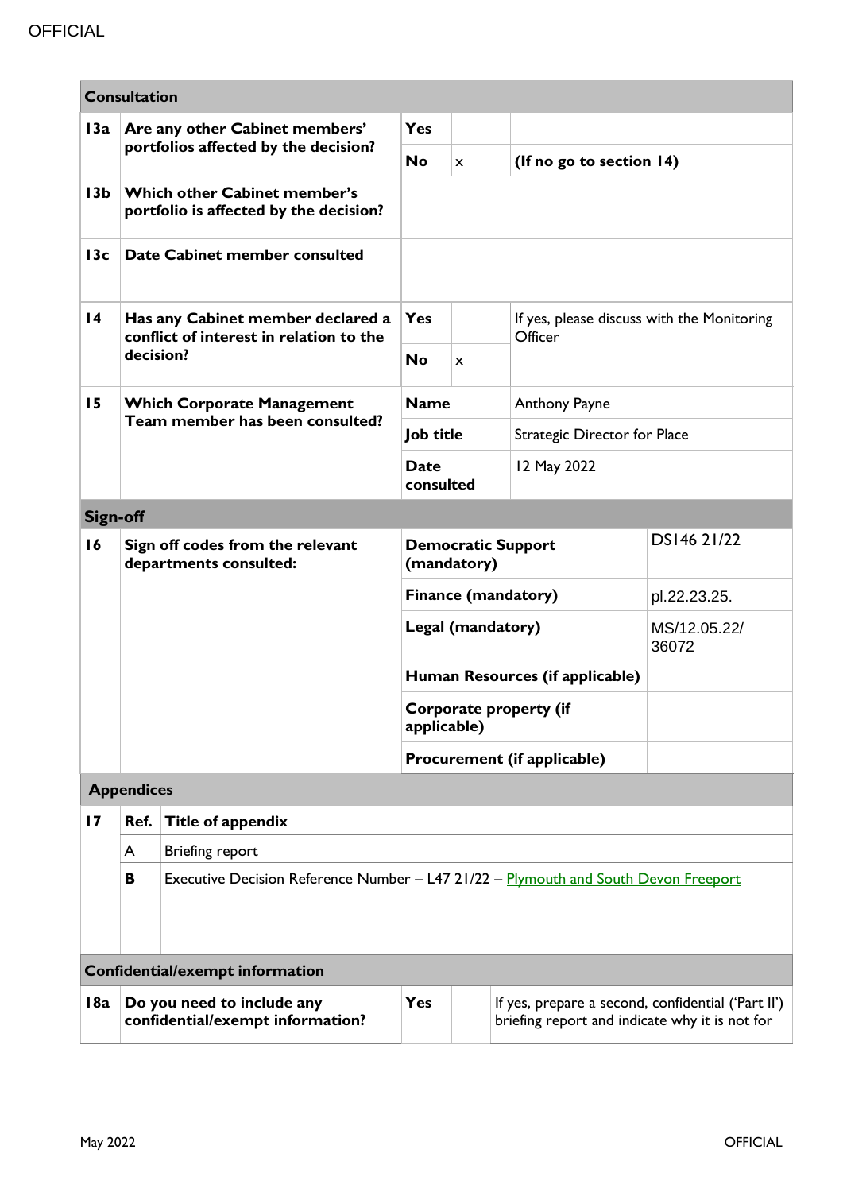| **Consultation** | | | | |
|---|---|---|---|---|
| **13a** | **Are any other Cabinet members' portfolios affected by the decision?** | **Yes** | | |
| | | **No** | x | **(If no go to section 14)** |
| **13b** | **Which other Cabinet member's portfolio is affected by the decision?** | | | |
| **13c** | **Date Cabinet member consulted** | | | |
| **14** | **Has any Cabinet member declared a conflict of interest in relation to the decision?** | **Yes** | | If yes, please discuss with the Monitoring Officer |
| | | **No** | x | |
| **15** | **Which Corporate Management Team member has been consulted?** | **Name** | | Anthony Payne |
| | | **Job title** | | Strategic Director for Place |
| | | **Date consulted** | | 12 May 2022 |

| **Sign-off** | | | |
|---|---|---|---|
| **16** | **Sign off codes from the relevant departments consulted:** | **Democratic Support (mandatory)** | DS146 21/22 |
| | | **Finance (mandatory)** | pl.22.23.25. |
| | | **Legal (mandatory)** | MS/12.05.22/ 36072 |
| | | **Human Resources (if applicable)** | |
| | | **Corporate property (if applicable)** | |
| | | **Procurement (if applicable)** | |

| **Appendices** | | |
|---|---|---|
| **17** | **Ref.** | **Title of appendix** |
| | A | Briefing report |
| | **B** | Executive Decision Reference Number – L47 21/22 – Plymouth and South Devon Freeport |
| | | |
| | | |

| **Confidential/exempt information** | | | | |
|---|---|---|---|---|
| **18a** | **Do you need to include any confidential/exempt information?** | **Yes** | | If yes, prepare a second, confidential ('Part II') briefing report and indicate why it is not for |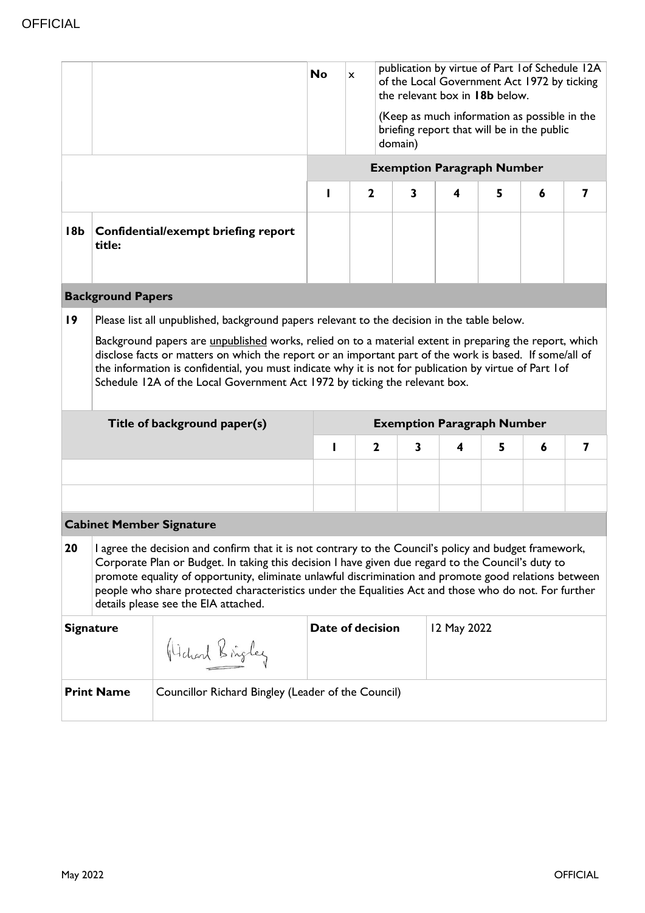| | | No | x | publication by virtue of Part 1of Schedule 12A of the Local Government Act 1972 by ticking the relevant box in **18b** below.<br><br>(Keep as much information as possible in the briefing report that will be in the public domain) | | | |
|---|---|---|---|---|---|---|---|
| | | **Exemption Paragraph Number** | | | | | | |
| | | **1** | **2** | **3** | **4** | **5** | **6** | **7** |
| **18b** | **Confidential/exempt briefing report title:** | | | | | | | |

## Background Papers

**19** Please list all unpublished, background papers relevant to the decision in the table below.

Background papers are unpublished works, relied on to a material extent in preparing the report, which disclose facts or matters on which the report or an important part of the work is based. If some/all of the information is confidential, you must indicate why it is not for publication by virtue of Part 1of Schedule 12A of the Local Government Act 1972 by ticking the relevant box.

| Title of background paper(s) | Exemption Paragraph Number | | | | | | |
|---|---|---|---|---|---|---|---|
| | **1** | **2** | **3** | **4** | **5** | **6** | **7** |
| | | | | | | | |
| | | | | | | | |

## Cabinet Member Signature

**20** I agree the decision and confirm that it is not contrary to the Council's policy and budget framework, Corporate Plan or Budget. In taking this decision I have given due regard to the Council's duty to promote equality of opportunity, eliminate unlawful discrimination and promote good relations between people who share protected characteristics under the Equalities Act and those who do not. For further details please see the EIA attached.

| **Signature** | Richard Bingley | **Date of decision** | 12 May 2022 |
|---|---|---|---|
| **Print Name** | Councillor Richard Bingley (Leader of the Council) | | |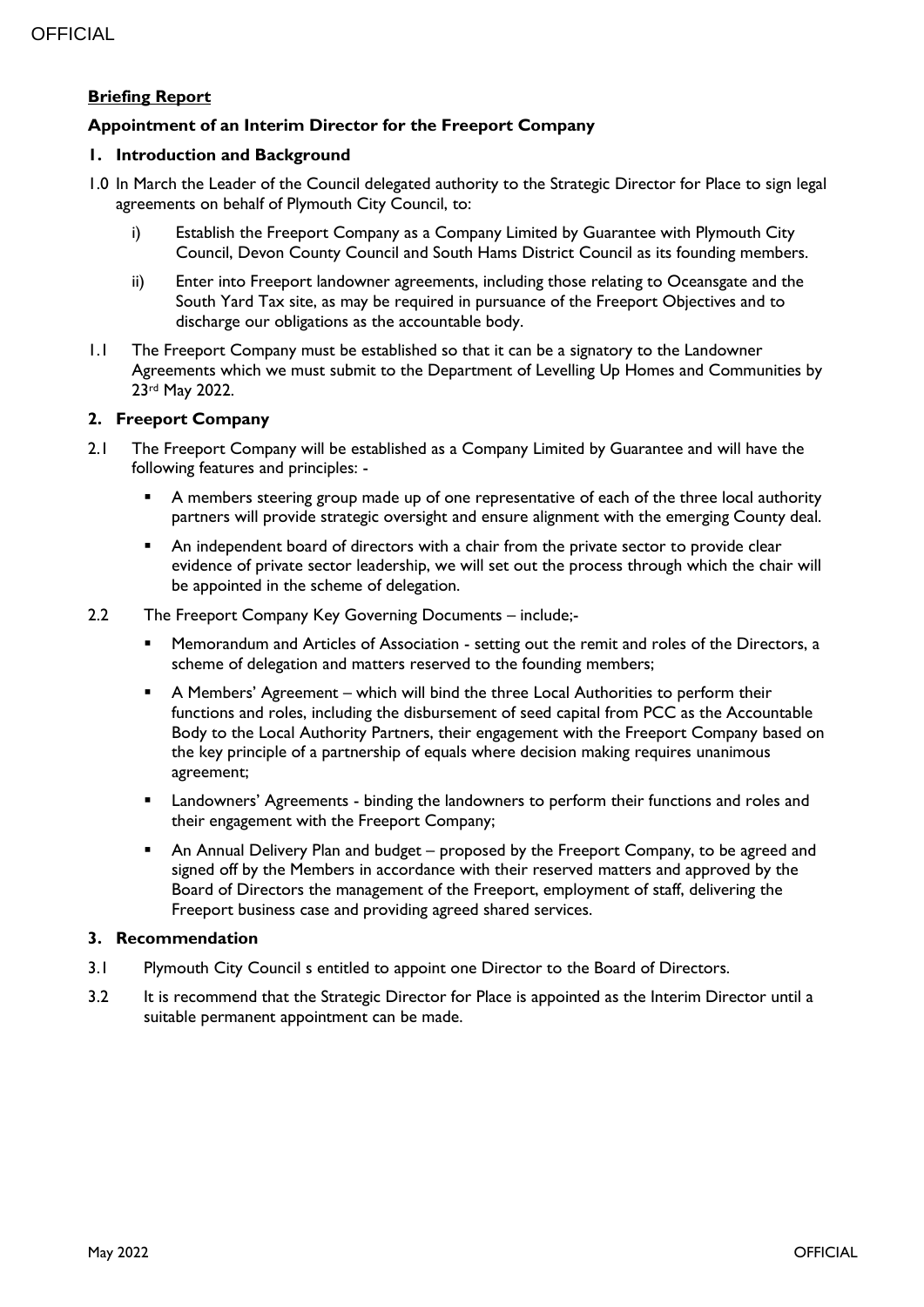OFFICIAL

**Briefing Report**

**Appointment of an Interim Director for the Freeport Company**

**1. Introduction and Background**

1.0 In March the Leader of the Council delegated authority to the Strategic Director for Place to sign legal agreements on behalf of Plymouth City Council, to:

i) Establish the Freeport Company as a Company Limited by Guarantee with Plymouth City Council, Devon County Council and South Hams District Council as its founding members.

ii) Enter into Freeport landowner agreements, including those relating to Oceansgate and the South Yard Tax site, as may be required in pursuance of the Freeport Objectives and to discharge our obligations as the accountable body.

1.1 The Freeport Company must be established so that it can be a signatory to the Landowner Agreements which we must submit to the Department of Levelling Up Homes and Communities by 23rd May 2022.

**2. Freeport Company**

2.1 The Freeport Company will be established as a Company Limited by Guarantee and will have the following features and principles: -

- A members steering group made up of one representative of each of the three local authority partners will provide strategic oversight and ensure alignment with the emerging County deal.
- An independent board of directors with a chair from the private sector to provide clear evidence of private sector leadership, we will set out the process through which the chair will be appointed in the scheme of delegation.

2.2 The Freeport Company Key Governing Documents – include;-

- Memorandum and Articles of Association - setting out the remit and roles of the Directors, a scheme of delegation and matters reserved to the founding members;
- A Members' Agreement – which will bind the three Local Authorities to perform their functions and roles, including the disbursement of seed capital from PCC as the Accountable Body to the Local Authority Partners, their engagement with the Freeport Company based on the key principle of a partnership of equals where decision making requires unanimous agreement;
- Landowners' Agreements - binding the landowners to perform their functions and roles and their engagement with the Freeport Company;
- An Annual Delivery Plan and budget – proposed by the Freeport Company, to be agreed and signed off by the Members in accordance with their reserved matters and approved by the Board of Directors the management of the Freeport, employment of staff, delivering the Freeport business case and providing agreed shared services.

**3. Recommendation**

3.1 Plymouth City Council s entitled to appoint one Director to the Board of Directors.

3.2 It is recommend that the Strategic Director for Place is appointed as the Interim Director until a suitable permanent appointment can be made.

May 2022 OFFICIAL